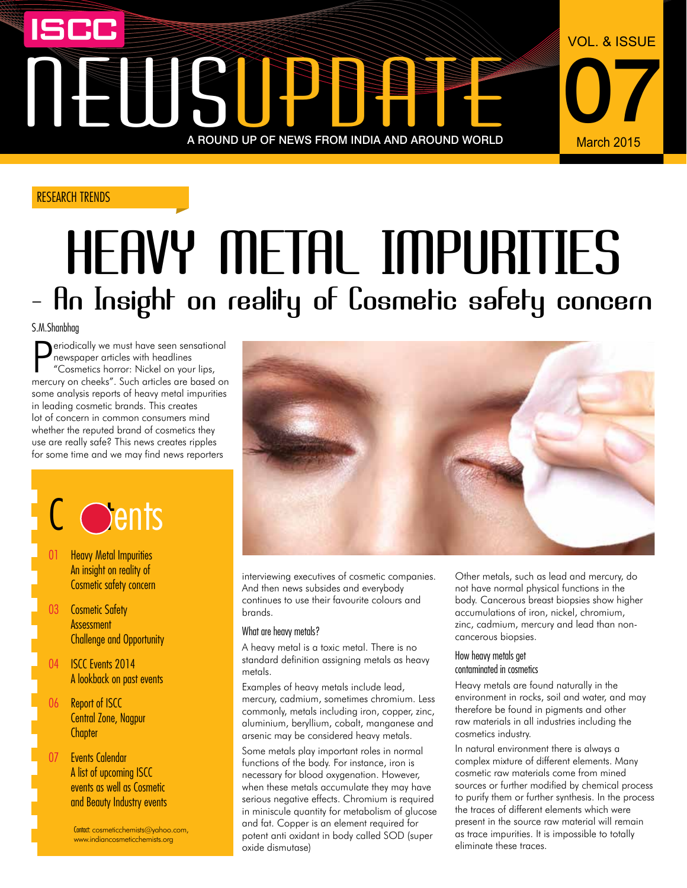# ISCC NEWSUPDATE

A ROUND UP OF NEWS FROM INDIA AND AROUND WORLD

VOL. & ISSUE 07

March 2015

RESEARCH TRENDS

# HEAVY METAL IMPURITIES

## – An Insight on reality of Cosmetic safety concern

S.M.Shanbhag

Periodically we must have seen sensational newspaper articles with headlines "Cosmetics horror: Nickel on your lips, mercury on cheeks". Such articles are based on some analysis reports of heavy metal impurities in leading cosmetic brands. This creates lot of concern in common consumers mind whether the reputed brand of cosmetics they use are really safe? This news creates ripples for some time and we may find news reporters interviewing executives of cosmetic companies. And then news subsides and everybody continues to use their favourite colours and brands.

### What are heavy metals?

A heavy metal is a toxic metal. There is no standard definition assigning metals as heavy metals.

Examples of heavy metals include lead, mercury, cadmium, sometimes chromium. Less commonly, metals including iron, copper, zinc, aluminium, beryllium, cobalt, manganese and arsenic may be considered heavy metals.

Some metals play important roles in normal functions of the body. For instance, iron is necessary for blood oxygenation. However, when these metals accumulate they may have serious negative effects. Chromium is required in miniscule quantity for metabolism of glucose and fat. Copper is an element required for potent anti oxidant in body called SOD (super oxide dismutase)

Other metals, such as lead and mercury, do not have normal physical functions in the body. Cancerous breast biopsies show higher accumulations of iron, nickel, chromium, zinc, cadmium, mercury and lead than non-cancerous biopsies.

### How heavy metals get contaminated in cosmetics

Heavy metals are found naturally in the environment in rocks, soil and water, and may therefore be found in pigments and other raw materials in all industries including the cosmetics industry.

In natural environment there is always a complex mixture of different elements. Many cosmetic raw materials come from mined sources or further modified by chemical process to purify them or further synthesis. In the process the traces of different elements which were present in the source raw material will remain as trace impurities. It is impossible to totally eliminate these traces.

## Contents

- 01 Heavy Metal Impurities An insight on reality of Cosmetic safety concern
- 03 Cosmetic Safety Assessment Challenge and Opportunity
- 04 ISCC Events 2014 A lookback on past events
- 06 Report of ISCC Central Zone, Nagpur Chapter
- 07 Events Calendar A list of upcoming ISCC events as well as Cosmetic and Beauty Industry events

Contact: cosmeticchemists@yahoo.com, www.indiancosmeticchemists.org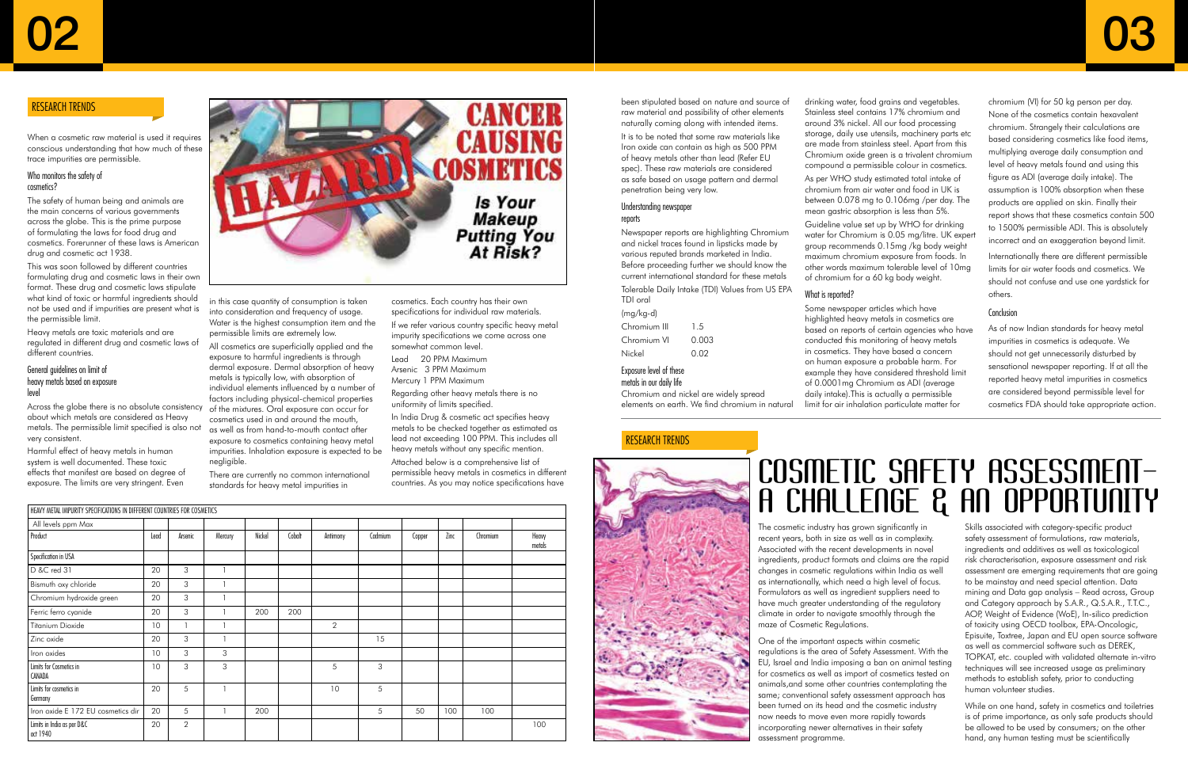## RESEARCH TRENDS

When a cosmetic raw material is used it requires conscious understanding that how much of these trace impurities are permissible.

### Who monitors the safety of cosmetics?

The safety of human being and animals are the main concerns of various governments across the globe. This is the prime purpose of formulating the laws for food drug and cosmetics. Forerunner of these laws is American drug and cosmetic act 1938.

This was soon followed by different countries formulating drug and cosmetic laws in their own format. These drug and cosmetic laws stipulate what kind of toxic or harmful ingredients should not be used and if impurities are present what is the permissible limit.

Heavy metals are toxic materials and are regulated in different drug and cosmetic laws of different countries.

### General guidelines on limit of heavy metals based on exposure level

Across the globe there is no absolute consistency about which metals are considered as Heavy metals. The permissible limit specified is also not very consistent.

Harmful effect of heavy metals in human system is well documented. These toxic effects that manifest are based on degree of exposure. The limits are very stringent. Even in this case quantity of consumption is taken into consideration and frequency of usage. Water is the highest consumption item and the permissible limits are extremely low.

All cosmetics are superficially applied and the exposure to harmful ingredients is through dermal exposure. Dermal absorption of heavy metals is typically low, with absorption of individual elements influenced by a number of factors including physical-chemical properties of the mixtures. Oral exposure can occur for cosmetics used in and around the mouth, as well as from hand-to-mouth contact after exposure to cosmetics containing heavy metal impurities. Inhalation exposure is expected to be negligible.

There are currently no common international standards for heavy metal impurities in cosmetics. Each country has their own specifications for individual raw materials.

If we refer various country specific heavy metal impurity specifications we come across one somewhat common level.

Lead 20 PPM Maximum
Arsenic 3 PPM Maximum
Mercury 1 PPM Maximum

Regarding other heavy metals there is no uniformity of limits specified.

In India Drug & cosmetic act specifies heavy metals to be checked together as estimated as lead not exceeding 100 PPM. This includes all heavy metals without any specific mention.

Attached below is a comprehensive list of permissible heavy metals in cosmetics in different countries. As you may notice specifications have been stipulated based on nature and source of raw material and possibility of other elements naturally coming along with intended items.

It is to be noted that some raw materials like Iron oxide can contain as high as 500 PPM of heavy metals other than lead (Refer EU spec). These raw materials are considered as safe based on usage pattern and dermal penetration being very low.

HEAVY METAL IMPURITY SPECIFICATIONS IN DIFFERENT COUNTRIES FOR COSMETICS

| All levels ppm Max | | | | | | | | | | | |
|---|---|---|---|---|---|---|---|---|---|---|---|
| Product | Lead | Arsenic | Mercury | Nickel | Cobalt | Antimony | Cadmium | Copper | Zinc | Chromium | Heavy metals |
| Specification in USA | | | | | | | | | | | |
| D &C red 31 | 20 | 3 | 1 | | | | | | | | |
| Bismuth oxy chloride | 20 | 3 | 1 | | | | | | | | |
| Chromium hydroxide green | 20 | 3 | 1 | | | | | | | | |
| Ferric ferro cyanide | 20 | 3 | 1 | 200 | 200 | | | | | | |
| Titanium Dioxide | 10 | 1 | 1 | | | 2 | | | | | |
| Zinc oxide | 20 | 3 | 1 | | | | 15 | | | | |
| Iron oxides | 10 | 3 | 3 | | | | | | | | |
| Limits for Cosmetics in CANADA | 10 | 3 | 3 | | | 5 | 3 | | | | |
| Limits for cosmetics in Germany | 20 | 5 | 1 | | | 10 | 5 | | | | |
| Iron oxide E 172 EU cosmetics dir | 20 | 5 | 1 | 200 | | | 5 | 50 | 100 | 100 | |
| Limits in India as per D&C act 1940 | 20 | 2 | | | | | | | | | 100 |

### Understanding newspaper reports

Newspaper reports are highlighting Chromium and nickel traces found in lipsticks made by various reputed brands marketed in India. Before proceeding further we should know the current international standard for these metals

Tolerable Daily Intake (TDI) Values from US EPA TDI oral

(mg/kg-d)

| | |
|---|---|
| Chromium III | 1.5 |
| Chromium VI | 0.003 |
| Nickel | 0.02 |

### Exposure level of these metals in our daily life

Chromium and nickel are widely spread elements on earth. We find chromium in natural drinking water, food grains and vegetables. Stainless steel contains 17% chromium and around 3% nickel. All our food processing storage, daily use utensils, machinery parts etc are made from stainless steel. Apart from this Chromium oxide green is a trivalent chromium compound a permissible colour in cosmetics.

As per WHO study estimated total intake of chromium from air water and food in UK is between 0.078 mg to 0.106mg /per day. The mean gastric absorption is less than 5%.

Guideline value set up by WHO for drinking water for Chromium is 0.05 mg/litre. UK expert group recommends 0.15mg /kg body weight maximum chromium exposure from foods. In other words maximum tolerable level of 10mg of chromium for a 60 kg body weight.

### What is reported?

Some newspaper articles which have highlighted heavy metals in cosmetics are based on reports of certain agencies who have conducted this monitoring of heavy metals in cosmetics. They have based a concern on human exposure a probable harm. For example they have considered threshold limit of 0.0001mg Chromium as ADI (average daily intake).This is actually a permissible limit for air inhalation particulate matter for chromium (VI) for 50 kg person per day. None of the cosmetics contain hexavalent chromium. Strangely their calculations are based considering cosmetics like food items, multiplying average daily consumption and level of heavy metals found and using this figure as ADI (average daily intake). The assumption is 100% absorption when these products are applied on skin. Finally their report shows that these cosmetics contain 500 to 1500% permissible ADI. This is absolutely incorrect and an exaggeration beyond limit.

Internationally there are different permissible limits for air water foods and cosmetics. We should not confuse and use one yardstick for others.

### Conclusion

As of now Indian standards for heavy metal impurities in cosmetics is adequate. We should not get unnecessarily disturbed by sensational newspaper reporting. If at all the reported heavy metal impurities in cosmetics are considered beyond permissible level for cosmetics FDA should take appropriate action.

## RESEARCH TRENDS

# COSMETIC SAFETY ASSESSMENT– A CHALLENGE & AN OPPORTUNITY

The cosmetic industry has grown significantly in recent years, both in size as well as in complexity. Associated with the recent developments in novel ingredients, product formats and claims are the rapid changes in cosmetic regulations within India as well as internationally, which need a high level of focus. Formulators as well as ingredient suppliers need to have much greater understanding of the regulatory climate in order to navigate smoothly through the maze of Cosmetic Regulations.

One of the important aspects within cosmetic regulations is the area of Safety Assessment. With the EU, Israel and India imposing a ban on animal testing for cosmetics as well as import of cosmetics tested on animals,and some other countries contemplating the same; conventional safety assessment approach has been turned on its head and the cosmetic industry now needs to move even more rapidly towards incorporating newer alternatives in their safety assessment programme.

Skills associated with category-specific product safety assessment of formulations, raw materials, ingredients and additives as well as toxicological risk characterisation, exposure assessment and risk assessment are emerging requirements that are going to be mainstay and need special attention. Data mining and Data gap analysis – Read across, Group and Category approach by S.A.R., Q.S.A.R., T.T.C., AOP, Weight of Evidence (WoE), In-silico prediction of toxicity using OECD toolbox, EPA-Oncologic, Episuite, Toxtree, Japan and EU open source software as well as commercial software such as DEREK, TOPKAT, etc. coupled with validated alternate in-vitro techniques will see increased usage as preliminary methods to establish safety, prior to conducting human volunteer studies.

While on one hand, safety in cosmetics and toiletries is of prime importance, as only safe products should be allowed to be used by consumers; on the other hand, any human testing must be scientifically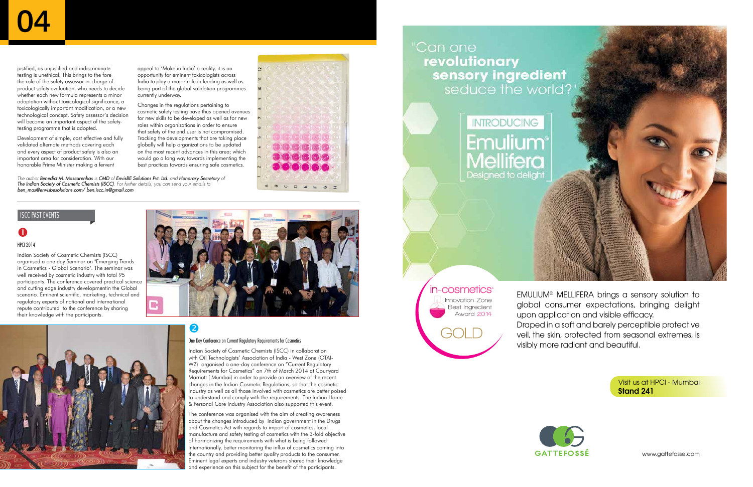justified, as unjustified and indiscriminate testing is unethical. This brings to the fore the role of the safety assessor in-charge of product safety evaluation, who needs to decide whether each new formula represents a minor adaptation without toxicological significance, a toxicologically important modification, or a new technological concept. Safety assessor's decision will become an important aspect of the safety-testing programme that is adopted.

Development of simple, cost effective and fully validated alternate methods covering each and every aspect of product safety is also an important area for consideration. With our honorable Prime Minister making a fervent appeal to 'Make in India' a reality, it is an opportunity for eminent toxicologists across India to play a major role in leading as well as being part of the global validation programmes currently underway.

Changes in the regulations pertaining to cosmetic safety testing have thus opened avenues for new skills to be developed as well as for new roles within organizations in order to ensure that safety of the end user is not compromised. Tracking the developments that are taking place globally will help organizations to be updated on the most recent advances in this area; which would go a long way towards implementing the best practices towards ensuring safe cosmetics.

*The author* ***Benedict M. Mascarenhas*** *is* ***CMD*** *of* ***EnvisBE Solutions Pvt. Ltd.*** *and* ***Honorary Secretary*** *of* ***The Indian Society of Cosmetic Chemists (ISCC)****. For further details, you can send your emails to ben_mas@envisbesolutions.com/ ben.iscc.in@gmail.com*

## ISCC PAST EVENTS

### 1

#### HPCI 2014

Indian Society of Cosmetic Chemists (ISCC) organised a one day Seminar on "Emerging Trends in Cosmetics - Global Scenario". The seminar was well received by cosmetic industry with total 95 participants. The conference covered practical science and cutting edge industry developmentin the Global scenario. Eminent scientific, marketing, technical and regulatory experts of national and international repute contributed to the conference by sharing their knowledge with the participants.

### 2

#### One Day Conference on Current Regulatory Requirements for Cosmetics

Indian Society of Cosmetic Chemists (ISCC) in collaboration with Oil Technologists' Association of India - West Zone (OTAI-WZ) organised a one-day conference on "Current Regulatory Requirements for Cosmetics" on 7th of March 2014 at Courtyard Marriott ( Mumbai) in order to provide an overview of the recent changes in the Indian Cosmetic Regulations, so that the cosmetic industry as well as all those involved with cosmetics are better poised to understand and comply with the requirements. The Indian Home & Personal Care Industry Association also supported this event.

The conference was organised with the aim of creating awareness about the changes introduced by Indian government in the Drugs and Cosmetics Act with regards to import of cosmetics, local manufacture and safety testing of cosmetics with the 3-fold objective of harmonizing the requirements with what is being followed internationally, better monitoring the influx of cosmetics coming into the country and providing better quality products to the consumer. Eminent legal experts and industry veterans shared their knowledge and experience on this subject for the benefit of the participants.

"Can one **revolutionary sensory ingredient** seduce the world?"

INTRODUCING
**Emulium® Mellifera**
Designed to delight

in-cosmetics® Innovation Zone Best Ingredient Award 2014 GOLD

EMULIUM® MELLIFERA brings a sensory solution to global consumer expectations, bringing delight upon application and visible efficacy.
Draped in a soft and barely perceptible protective veil, the skin, protected from seasonal extremes, is visibly more radiant and beautiful.

Visit us at HPCI - Mumbai
**Stand 241**

GATTEFOSSÉ

www.gattefosse.com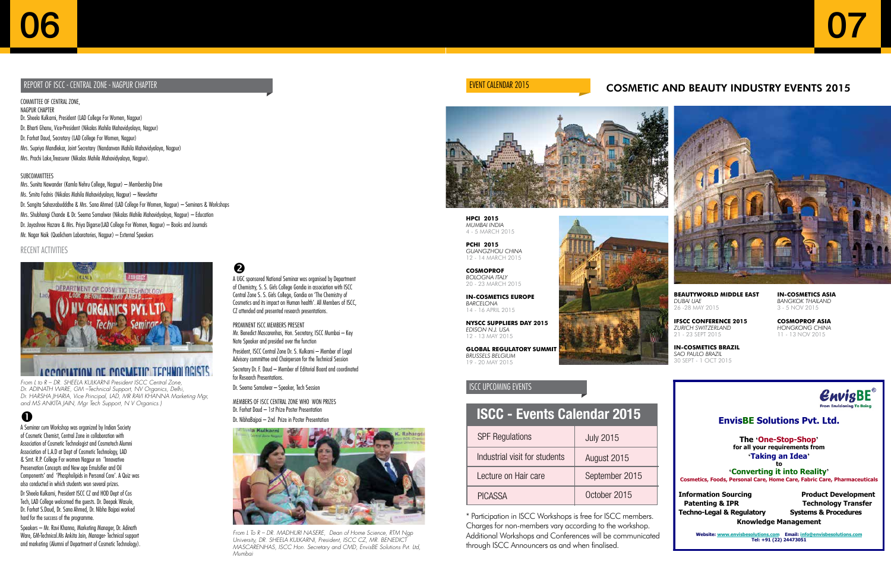## REPORT OF ISCC - CENTRAL ZONE - NAGPUR CHAPTER

COMMITTEE OF CENTRAL ZONE,
NAGPUR CHAPTER

Dr. Sheela Kulkarni, President (LAD College For Women, Nagpur)
Dr. Bharti Ghanu, Vice-President (Nikalas Mahila Mahavidyalaya, Nagpur)
Dr. Farhat Daud, Secretary (LAD College For Women, Nagpur)
Mrs. Supriya Mandlekar, Joint Secretary (Nandanvan Mahila Mahavidyalaya, Nagpur)
Mrs. Prachi Lake,Treasurer (Nikalas Mahila Mahavidyalaya, Nagpur).

SUBCOMMITTEES

Mrs. Sunita Nawander (Kamla Nehru College, Nagpur) – Membership Drive
Ms. Smita Fadnis (Nikalas Mahila Mahavidyalaya, Nagpur) – Newsletter
Dr. Sangita Sahasrabudddhe & Mrs. Sana Ahmed (LAD College For Women, Nagpur) – Seminars & Workshops
Mrs. Shubhangi Chande & Dr. Seema Somalwar (Nikalas Mahila Mahavidyalaya, Nagpur) – Education
Dr. Jayashree Hazare & Mrs. Priya Digarse(LAD College For Women, Nagpur) – Books and Journals
Mr. Nagar Naik (Qualichem Laboratories, Nagpur) – External Speakers

### RECENT ACTIVITIES

*From L to R – DR. SHEELA KULKARNI President ISCC Central Zone, Dr. ADINATH WARE, GM –Technical Support, NV Organics, Delhi, Dr. HARSHA JHARIA, Vice Principal, LAD, MR RAVI KHANNA Marketing Mgr, and MS ANKITA JAIN, Mgr Tech Support, N V Organics.)*

**1**

A Seminar cum Workshop was organized by Indian Society of Cosmetic Chemist, Central Zone in collaboration with Association of Cosmetic Technologist and Cosmotech Alumni Association of L.A.D at Dept of Cosmetic Technology, LAD & Smt. R.P. College For women Nagpur on 'Innovative Preservation Concepts and New age Emulsifier and Oil Components' and 'Phospholipids in Personal Care'. A Quiz was also conducted in which students won several prizes.

Dr Sheela Kulkarni, President ISCC CZ and HOD Dept of Cos Tech, LAD College welcomed the guests. Dr. Deepak Wasule, Dr. Farhat S.Daud, Dr. Sana Ahmed, Dr. Nibha Bajpai worked hard for the success of the programme.

Speakers – Mr. Ravi Khanna, Marketing Manager, Dr. Adinath Ware, GM-Technical.Ms Ankita Jain, Manager- Technical support and marketing (Alumni of Department of Cosmetic Technology).

**2**

A UGC sponsored National Seminar was organised by Department of Chemistry, S. S. Girls College Gondia in association with ISCC Central Zone S. S. Girls College, Gondia on 'The Chemistry of Cosmetics and its impact on Human health'. All Members of ISCC, CZ attended and presented research presentations.

PROMINENT ISCC MEMBERS PRESENT

Mr. Benedict Mascarenhas, Hon. Secretary, ISCC Mumbai – Key Note Speaker and presided over the function

President, ISCC Central Zone Dr. S. Kulkarni – Member of Legal Advisory committee and Chairperson for the Technical Session

Secretary Dr. F. Daud – Member of Editorial Board and coordinated for Research Presentations.

Dr. Seema Somalwar – Speaker, Tech Session

MEMBERS OF ISCC CENTRAL ZONE WHO WON PRIZES

Dr. Farhat Daud – 1st Prize Poster Presentation
Dr. NibhaBajpai – 2nd Prize in Poster Presentation

*From L To R – DR. MADHURI NASERE, Dean of Home Science, RTM Ngp University, DR. SHEELA KULKARNI, President, ISCC CZ, MR. BENEDICT MASCARENHAS, ISCC Hon. Secretary and CMD, EnvisBE Solutions Pvt. Ltd, Mumbai*

## EVENT CALENDAR 2015

## COSMETIC AND BEAUTY INDUSTRY EVENTS 2015

**HPCI 2015**
*MUMBAI INDIA*
4 - 5 MARCH 2015

**PCHI 2015**
*GUANGZHOU CHINA*
12 - 14 MARCH 2015

**COSMOPROF**
*BOLOGNA ITALY*
20 - 23 MARCH 2015

**IN-COSMETICS EUROPE**
*BARCELONA*
14 - 16 APRIL 2015

**NYSCC SUPPLIERS DAY 2015**
*EDISON N.J. USA*
12 - 13 MAY 2015

**GLOBAL REGULATORY SUMMIT**
*BRUSSELS BELGIUM*
19 - 20 MAY 2015

**BEAUTYWORLD MIDDLE EAST**
*DUBAI UAE*
26 -28 MAY 2015

**IFSCC CONFERENCE 2015**
*ZURICH SWITZERLAND*
21 - 23 SEPT 2015

**IN-COSMETICS BRAZIL**
*SAO PAULO BRAZIL*
30 SEPT - 1 OCT 2015

**IN-COSMETICS ASIA**
*BANGKOK THAILAND*
3 - 5 NOV 2015

**COSMOPROF ASIA**
*HONGKONG CHINA*
11 - 13 NOV 2015

## ISCC UPCOMING EVENTS

| ISCC - Events Calendar 2015 | |
|---|---|
| SPF Regulations | July 2015 |
| Industrial visit for students | August 2015 |
| Lecture on Hair care | September 2015 |
| PICASSA | October 2015 |

* Participation in ISCC Workshops is free for ISCC members. Charges for non-members vary according to the workshop. Additional Workshops and Conferences will be communicated through ISCC Announcers as and when finalised.

**EnvisBE®**
From Envisioning To Being

**EnvisBE Solutions Pvt. Ltd.**

**The 'One-Stop-Shop'**
**for all your requirements from**
**'Taking an Idea'**
**to**
**'Converting it into Reality'**
**Cosmetics, Foods, Personal Care, Home Care, Fabric Care, Pharmaceuticals**

**Information Sourcing** — **Product Development**
**Patenting & IPR** — **Technology Transfer**
**Techno-Legal & Regulatory** — **Systems & Procedures**
**Knowledge Management**

Website: www.envisbesolutions.com Email: info@envisbesolutions.com
Tel: +91 (22) 24473051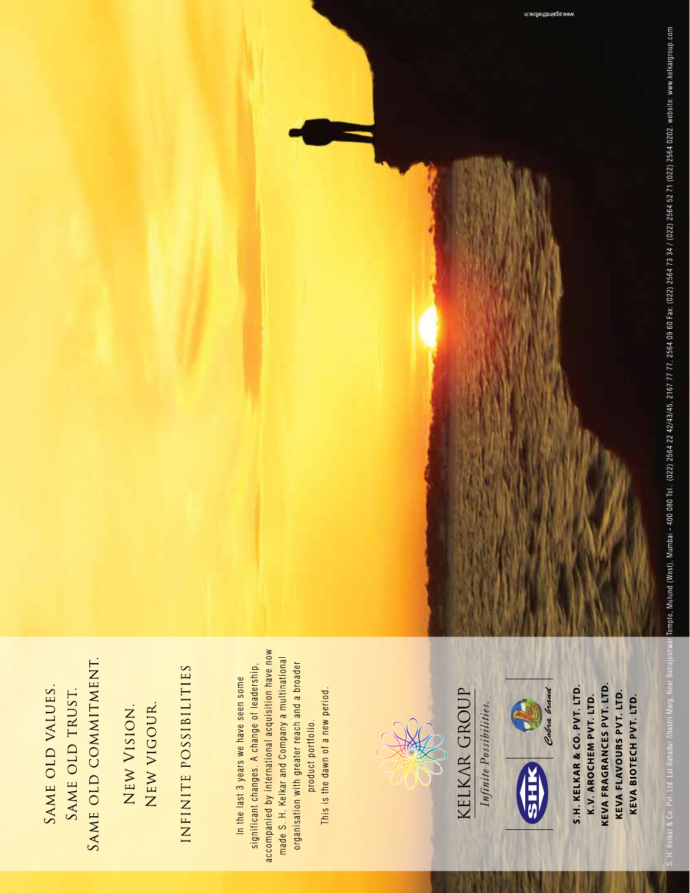# SAME OLD VALUES.
# SAME OLD TRUST.
# SAME OLD COMMITMENT.

## NEW VISION.
## NEW VIGOUR.

## INFINITE POSSIBILITIES

In the last 3 years we have seen some significant changes. A change of leadership, accompanied by international acquisition have now made S. H. Kelkar and Company a multinational organisation with greater reach and a broader product portfolio.

This is the dawn of a new period.

KELKAR GROUP

*Infinite Possibilities.*

SHK

*Cobra brand*

**S.H. KELKAR & CO. PVT. LTD.**
**K.V. AROCHEM PVT. LTD.**
**KEVA FRAGRANCES PVT. LTD.**
**KEVA FLAVOURS PVT. LTD.**
**KEVA BIOTECH PVT. LTD.**

S. H. Kelkar & Co. Pvt. Ltd. Lal Bahadur Shastri Marg, Near Balrajeshwar Temple, Mulund (West), Mumbai – 400 080 Tel.: (022) 2564 22 42/43/45, 2167 77 77, 2564 09 60 Fax: (022) 2564 73 34 / (022) 2564 52 71 (022) 2564 0202. website: www.kelkargroup.com

www.againstthelow.in